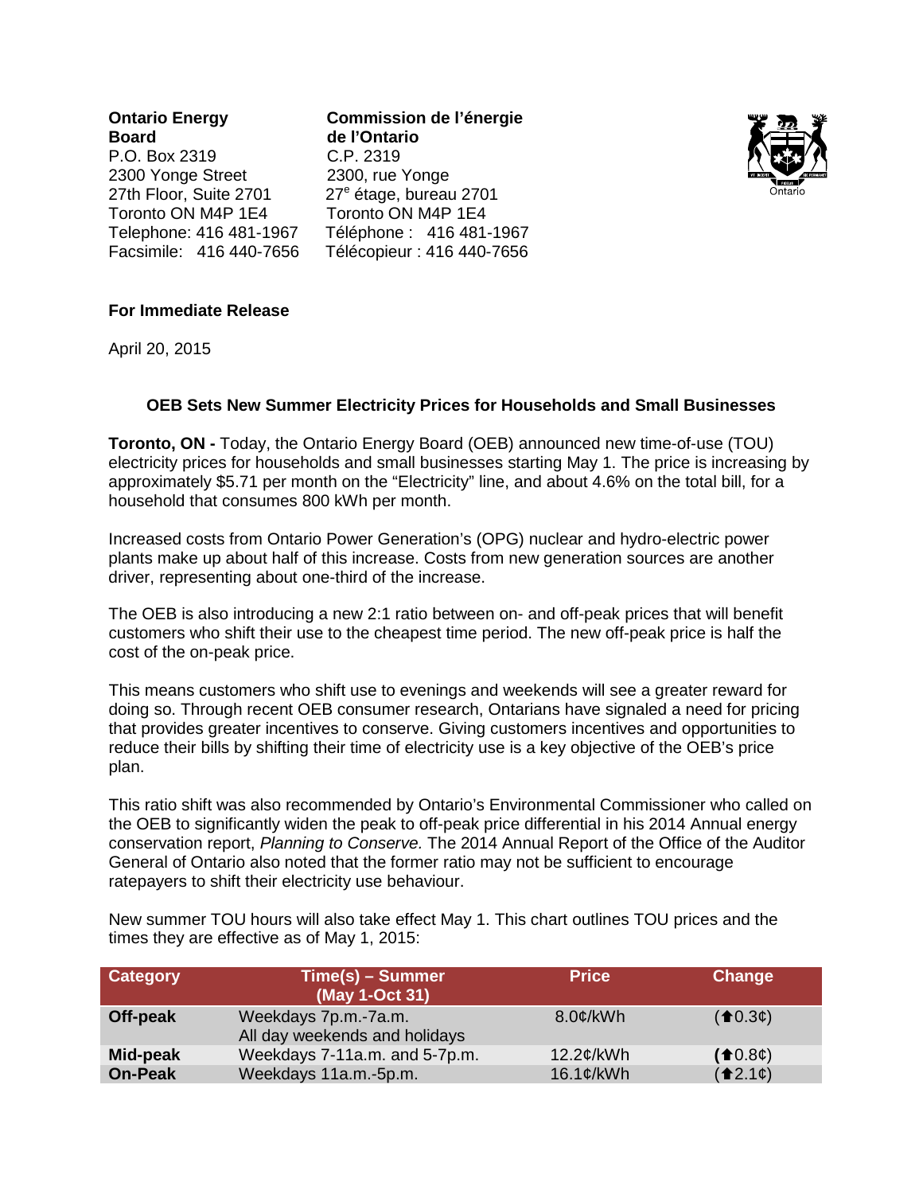**Ontario Energy Board**
P.O. Box 2319
2300 Yonge Street
27th Floor, Suite 2701
Toronto ON M4P 1E4
Telephone: 416 481-1967
Facsimile: 416 440-7656

**Commission de l'énergie de l'Ontario**
C.P. 2319
2300, rue Yonge
27e étage, bureau 2701
Toronto ON M4P 1E4
Téléphone : 416 481-1967
Télécopieur : 416 440-7656

**For Immediate Release**

April 20, 2015

## OEB Sets New Summer Electricity Prices for Households and Small Businesses

**Toronto, ON -** Today, the Ontario Energy Board (OEB) announced new time-of-use (TOU) electricity prices for households and small businesses starting May 1. The price is increasing by approximately $5.71 per month on the "Electricity" line, and about 4.6% on the total bill, for a household that consumes 800 kWh per month.

Increased costs from Ontario Power Generation's (OPG) nuclear and hydro-electric power plants make up about half of this increase. Costs from new generation sources are another driver, representing about one-third of the increase.

The OEB is also introducing a new 2:1 ratio between on- and off-peak prices that will benefit customers who shift their use to the cheapest time period. The new off-peak price is half the cost of the on-peak price.

This means customers who shift use to evenings and weekends will see a greater reward for doing so. Through recent OEB consumer research, Ontarians have signaled a need for pricing that provides greater incentives to conserve. Giving customers incentives and opportunities to reduce their bills by shifting their time of electricity use is a key objective of the OEB's price plan.

This ratio shift was also recommended by Ontario's Environmental Commissioner who called on the OEB to significantly widen the peak to off-peak price differential in his 2014 Annual energy conservation report, *Planning to Conserve.* The 2014 Annual Report of the Office of the Auditor General of Ontario also noted that the former ratio may not be sufficient to encourage ratepayers to shift their electricity use behaviour.

New summer TOU hours will also take effect May 1. This chart outlines TOU prices and the times they are effective as of May 1, 2015:

| Category | Time(s) – Summer (May 1-Oct 31) | Price | Change |
|---|---|---|---|
| **Off-peak** | Weekdays 7p.m.-7a.m. All day weekends and holidays | 8.0¢/kWh | (⬆0.3¢) |
| **Mid-peak** | Weekdays 7-11a.m. and 5-7p.m. | 12.2¢/kWh | (⬆0.8¢) |
| **On-Peak** | Weekdays 11a.m.-5p.m. | 16.1¢/kWh | (⬆2.1¢) |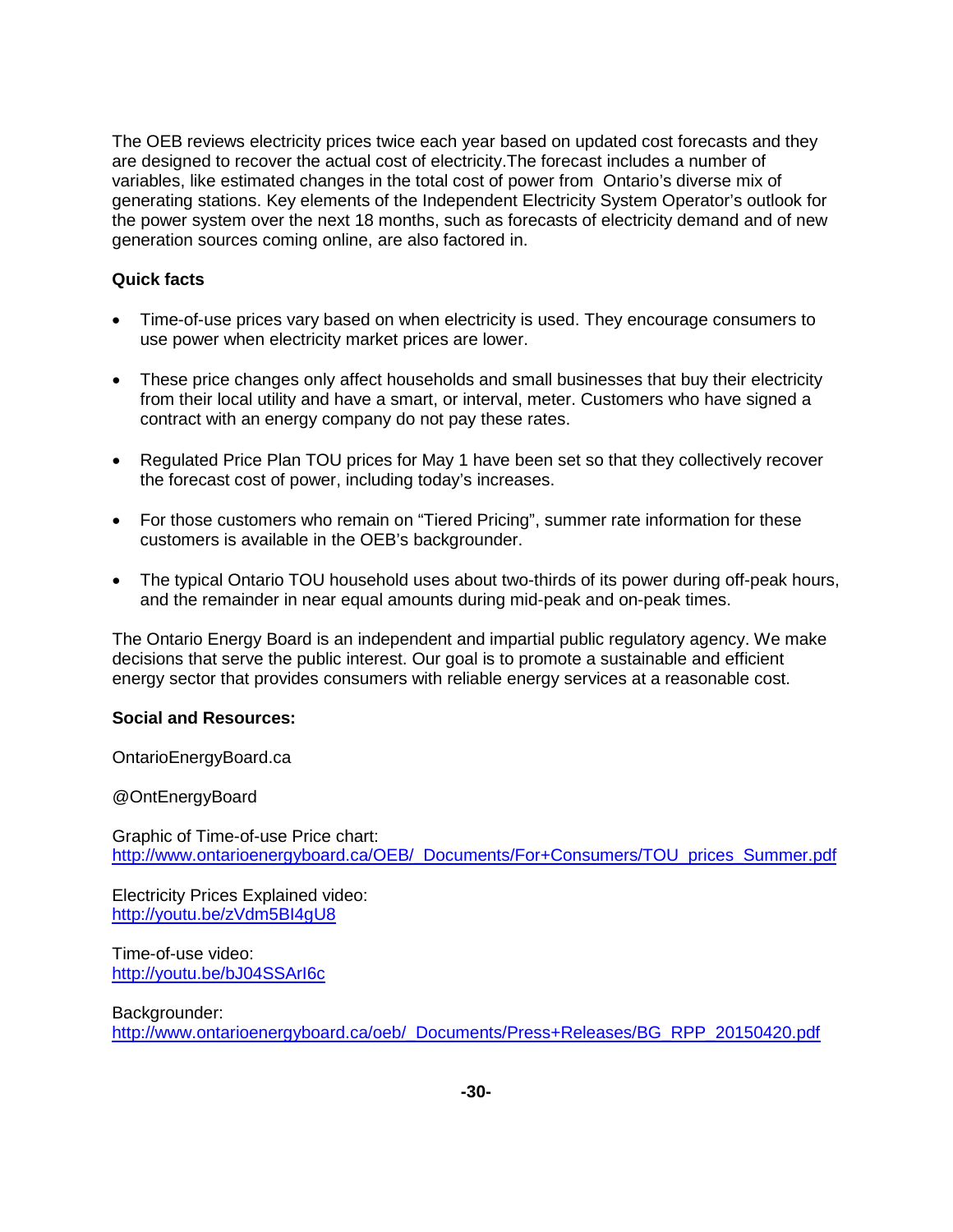The OEB reviews electricity prices twice each year based on updated cost forecasts and they are designed to recover the actual cost of electricity.The forecast includes a number of variables, like estimated changes in the total cost of power from Ontario's diverse mix of generating stations. Key elements of the Independent Electricity System Operator's outlook for the power system over the next 18 months, such as forecasts of electricity demand and of new generation sources coming online, are also factored in.

**Quick facts**

- Time-of-use prices vary based on when electricity is used. They encourage consumers to use power when electricity market prices are lower.
- These price changes only affect households and small businesses that buy their electricity from their local utility and have a smart, or interval, meter. Customers who have signed a contract with an energy company do not pay these rates.
- Regulated Price Plan TOU prices for May 1 have been set so that they collectively recover the forecast cost of power, including today's increases.
- For those customers who remain on "Tiered Pricing", summer rate information for these customers is available in the OEB's backgrounder.
- The typical Ontario TOU household uses about two-thirds of its power during off-peak hours, and the remainder in near equal amounts during mid-peak and on-peak times.

The Ontario Energy Board is an independent and impartial public regulatory agency. We make decisions that serve the public interest. Our goal is to promote a sustainable and efficient energy sector that provides consumers with reliable energy services at a reasonable cost.

**Social and Resources:**

OntarioEnergyBoard.ca

@OntEnergyBoard

Graphic of Time-of-use Price chart:
http://www.ontarioenergyboard.ca/OEB/_Documents/For+Consumers/TOU_prices_Summer.pdf

Electricity Prices Explained video:
http://youtu.be/zVdm5BI4gU8

Time-of-use video:
http://youtu.be/bJ04SSArI6c

Backgrounder:
http://www.ontarioenergyboard.ca/oeb/_Documents/Press+Releases/BG_RPP_20150420.pdf

-30-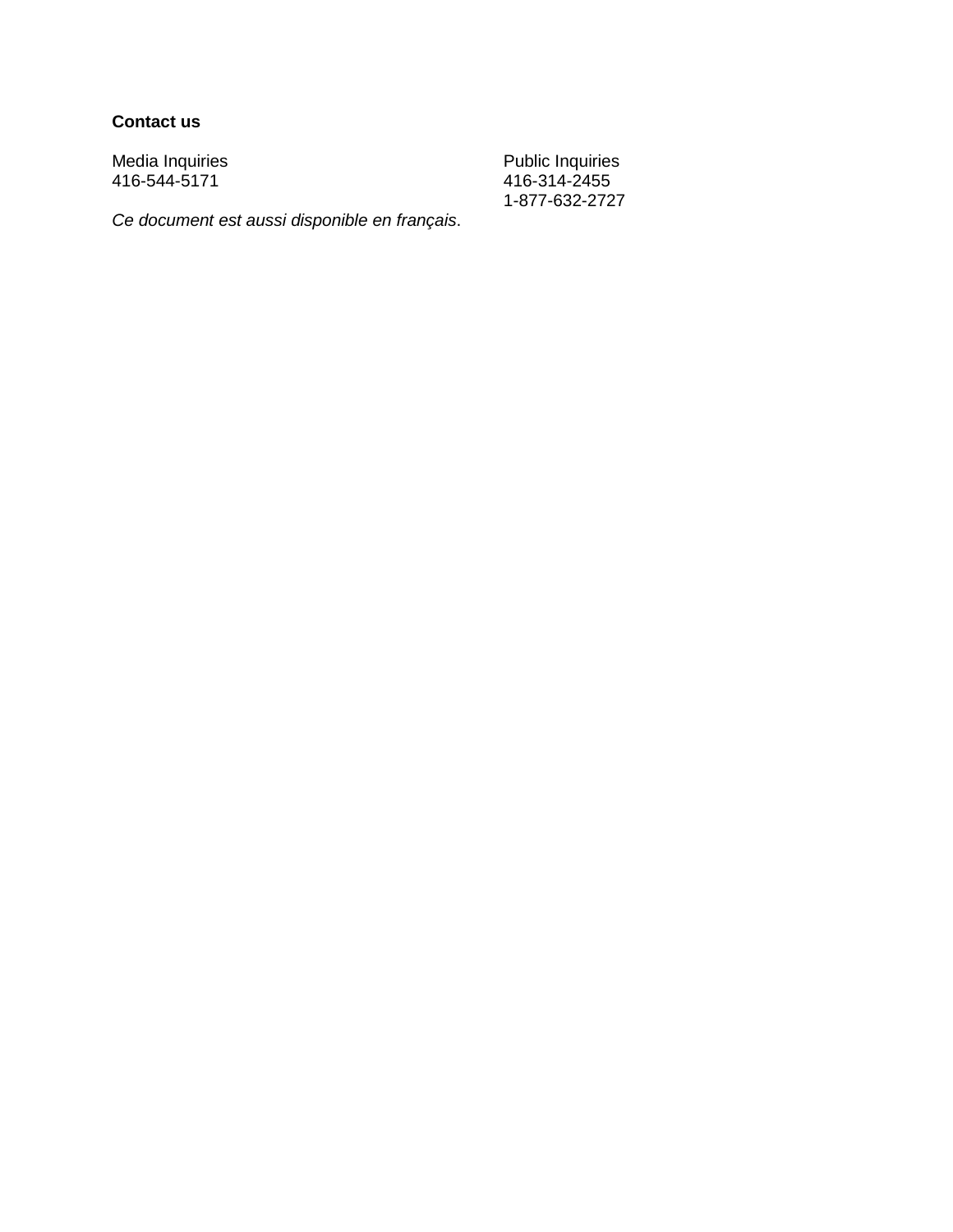**Contact us**

Media Inquiries
416-544-5171

Public Inquiries
416-314-2455
1-877-632-2727

*Ce document est aussi disponible en français*.